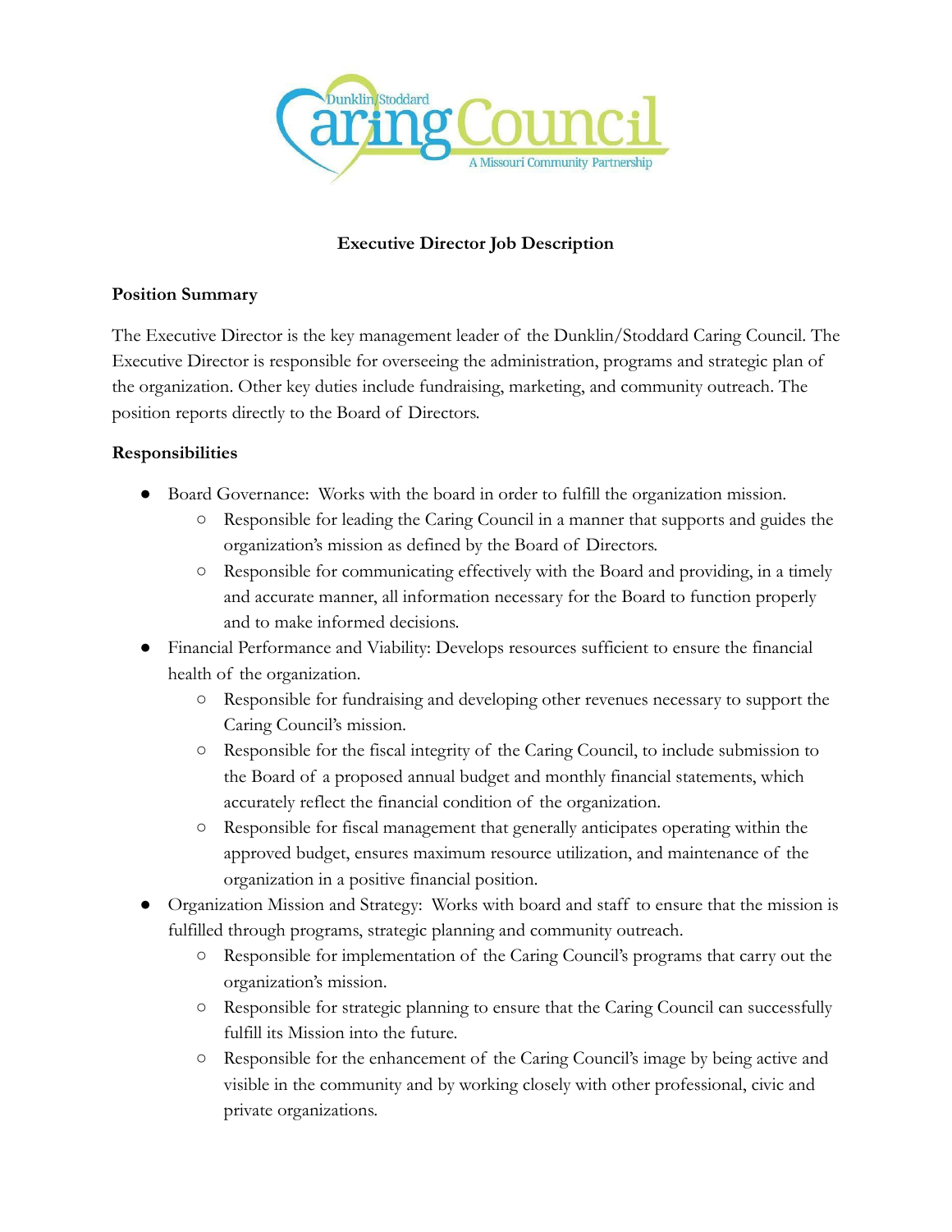Dunklin/Stoddard Caring Council

A Missouri Community Partnership

# Executive Director Job Description

## Position Summary

The Executive Director is the key management leader of the Dunklin/Stoddard Caring Council. The Executive Director is responsible for overseeing the administration, programs and strategic plan of the organization. Other key duties include fundraising, marketing, and community outreach. The position reports directly to the Board of Directors.

## Responsibilities

- Board Governance: Works with the board in order to fulfill the organization mission.
  - Responsible for leading the Caring Council in a manner that supports and guides the organization's mission as defined by the Board of Directors.
  - Responsible for communicating effectively with the Board and providing, in a timely and accurate manner, all information necessary for the Board to function properly and to make informed decisions.
- Financial Performance and Viability: Develops resources sufficient to ensure the financial health of the organization.
  - Responsible for fundraising and developing other revenues necessary to support the Caring Council's mission.
  - Responsible for the fiscal integrity of the Caring Council, to include submission to the Board of a proposed annual budget and monthly financial statements, which accurately reflect the financial condition of the organization.
  - Responsible for fiscal management that generally anticipates operating within the approved budget, ensures maximum resource utilization, and maintenance of the organization in a positive financial position.
- Organization Mission and Strategy: Works with board and staff to ensure that the mission is fulfilled through programs, strategic planning and community outreach.
  - Responsible for implementation of the Caring Council's programs that carry out the organization's mission.
  - Responsible for strategic planning to ensure that the Caring Council can successfully fulfill its Mission into the future.
  - Responsible for the enhancement of the Caring Council's image by being active and visible in the community and by working closely with other professional, civic and private organizations.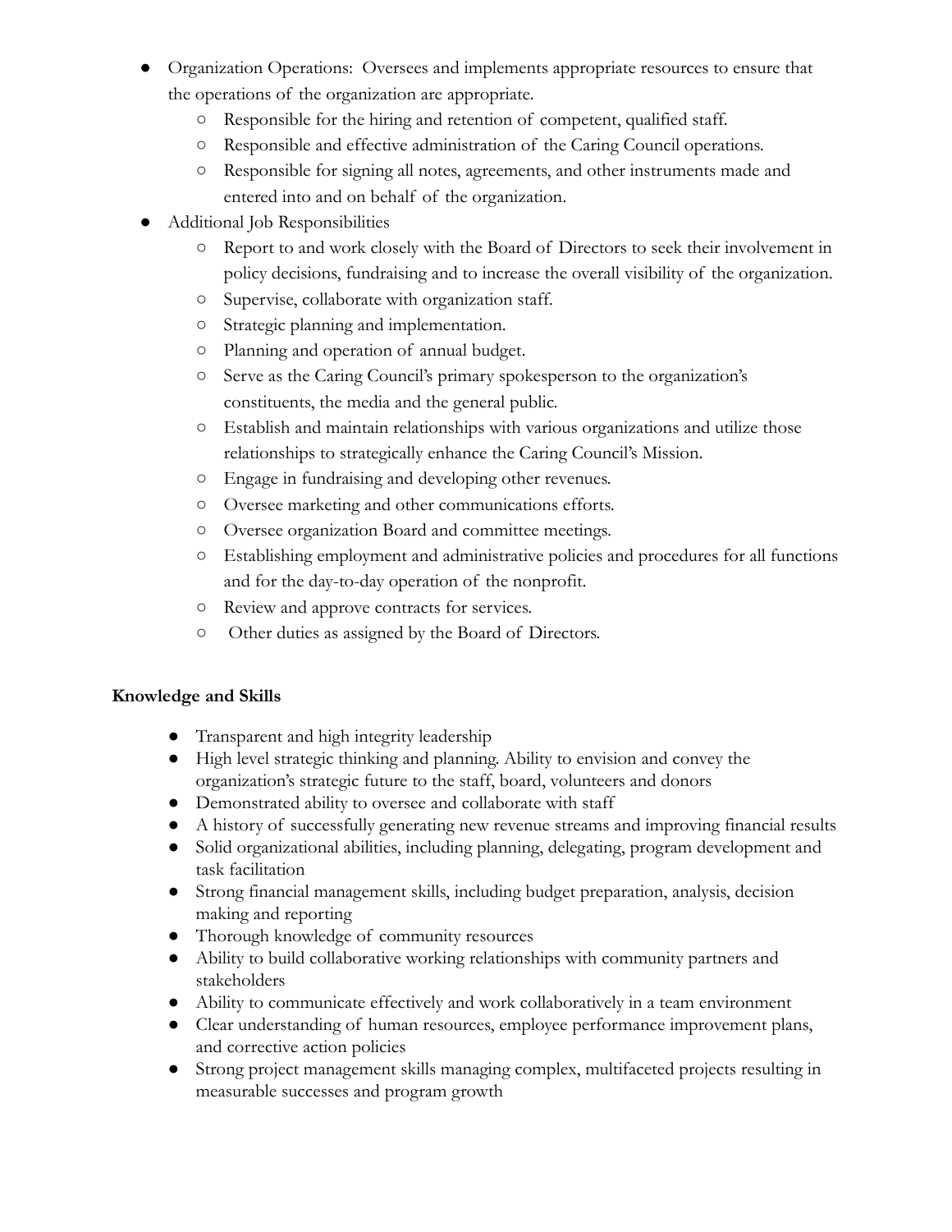- Organization Operations:  Oversees and implements appropriate resources to ensure that the operations of the organization are appropriate.
    - Responsible for the hiring and retention of competent, qualified staff.
    - Responsible and effective administration of the Caring Council operations.
    - Responsible for signing all notes, agreements, and other instruments made and entered into and on behalf of the organization.
- Additional Job Responsibilities
    - Report to and work closely with the Board of Directors to seek their involvement in policy decisions, fundraising and to increase the overall visibility of the organization.
    - Supervise, collaborate with organization staff.
    - Strategic planning and implementation.
    - Planning and operation of annual budget.
    - Serve as the Caring Council's primary spokesperson to the organization's constituents, the media and the general public.
    - Establish and maintain relationships with various organizations and utilize those relationships to strategically enhance the Caring Council's Mission.
    - Engage in fundraising and developing other revenues.
    - Oversee marketing and other communications efforts.
    - Oversee organization Board and committee meetings.
    - Establishing employment and administrative policies and procedures for all functions and for the day-to-day operation of the nonprofit.
    - Review and approve contracts for services.
    - Other duties as assigned by the Board of Directors.

**Knowledge and Skills**

- Transparent and high integrity leadership
- High level strategic thinking and planning. Ability to envision and convey the organization's strategic future to the staff, board, volunteers and donors
- Demonstrated ability to oversee and collaborate with staff
- A history of successfully generating new revenue streams and improving financial results
- Solid organizational abilities, including planning, delegating, program development and task facilitation
- Strong financial management skills, including budget preparation, analysis, decision making and reporting
- Thorough knowledge of community resources
- Ability to build collaborative working relationships with community partners and stakeholders
- Ability to communicate effectively and work collaboratively in a team environment
- Clear understanding of human resources, employee performance improvement plans, and corrective action policies
- Strong project management skills managing complex, multifaceted projects resulting in measurable successes and program growth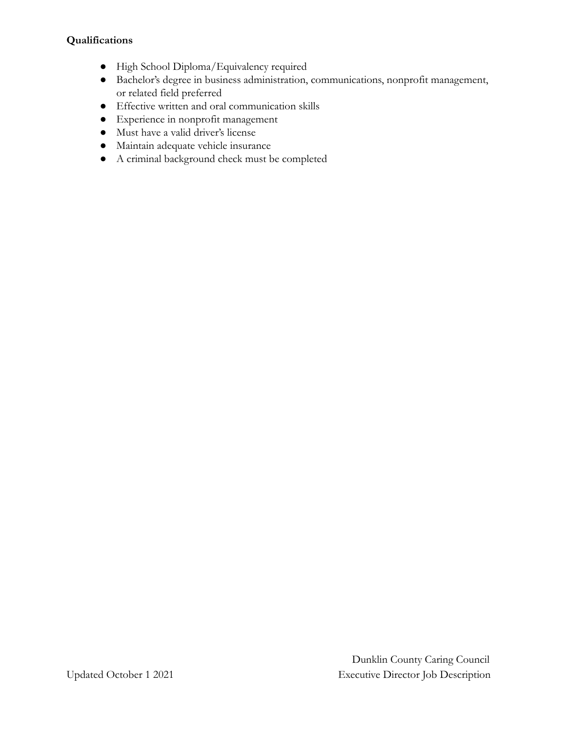**Qualifications**

- High School Diploma/Equivalency required
- Bachelor's degree in business administration, communications, nonprofit management, or related field preferred
- Effective written and oral communication skills
- Experience in nonprofit management
- Must have a valid driver's license
- Maintain adequate vehicle insurance
- A criminal background check must be completed